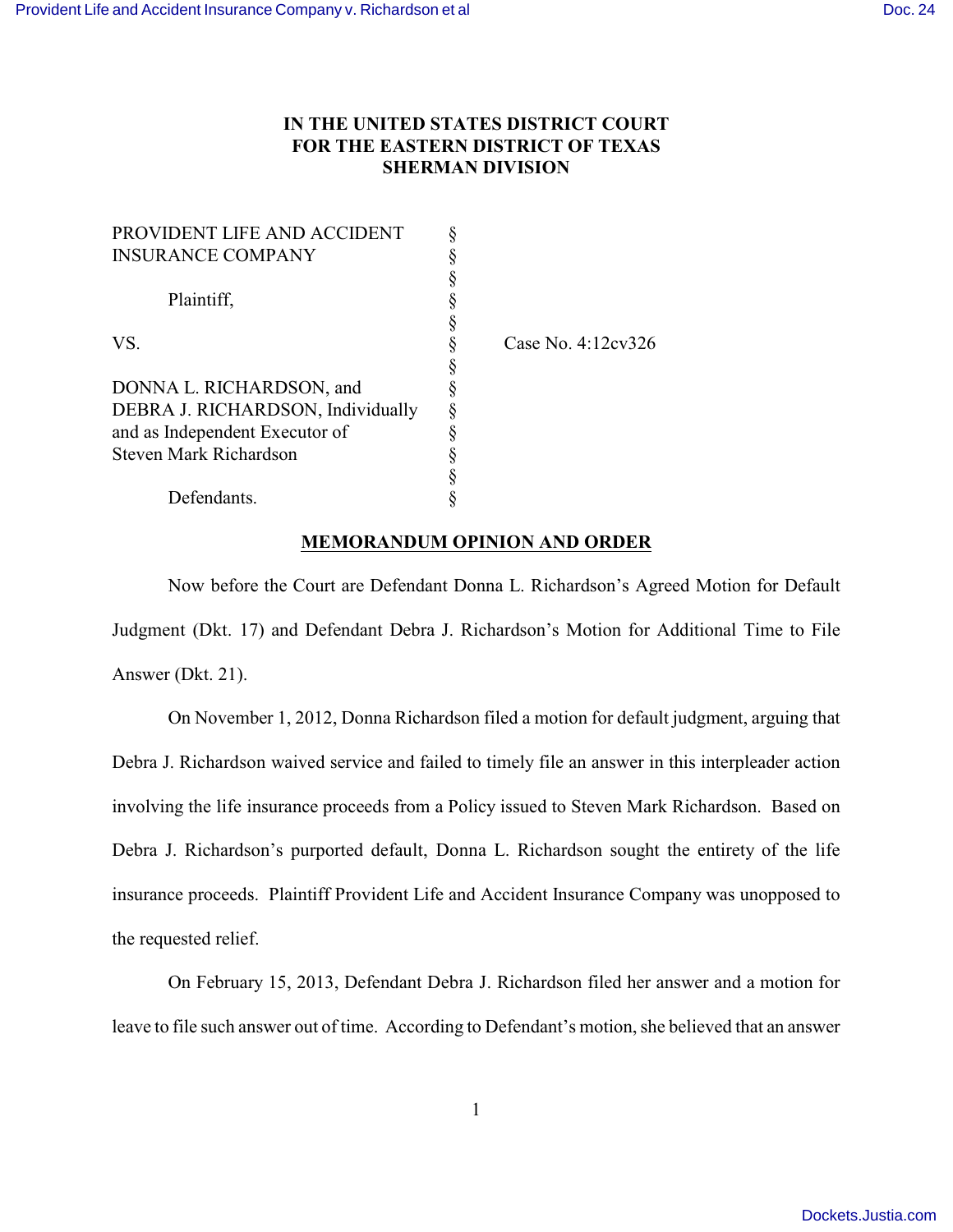# IN THE UNITED STATES DISTRICT COURT FOR THE EASTERN DISTRICT OF TEXAS SHERMAN DIVISION

| | | |
|---|---|---|
| PROVIDENT LIFE AND ACCIDENT INSURANCE COMPANY | § | |
| | § | |
| Plaintiff, | § | |
| | § | |
| VS. | § | Case No. 4:12cv326 |
| | § | |
| DONNA L. RICHARDSON, and DEBRA J. RICHARDSON, Individually and as Independent Executor of Steven Mark Richardson | § | |
| | § | |
| Defendants. | § | |

## MEMORANDUM OPINION AND ORDER

Now before the Court are Defendant Donna L. Richardson's Agreed Motion for Default Judgment (Dkt. 17) and Defendant Debra J. Richardson's Motion for Additional Time to File Answer (Dkt. 21).

On November 1, 2012, Donna Richardson filed a motion for default judgment, arguing that Debra J. Richardson waived service and failed to timely file an answer in this interpleader action involving the life insurance proceeds from a Policy issued to Steven Mark Richardson. Based on Debra J. Richardson's purported default, Donna L. Richardson sought the entirety of the life insurance proceeds. Plaintiff Provident Life and Accident Insurance Company was unopposed to the requested relief.

On February 15, 2013, Defendant Debra J. Richardson filed her answer and a motion for leave to file such answer out of time. According to Defendant's motion, she believed that an answer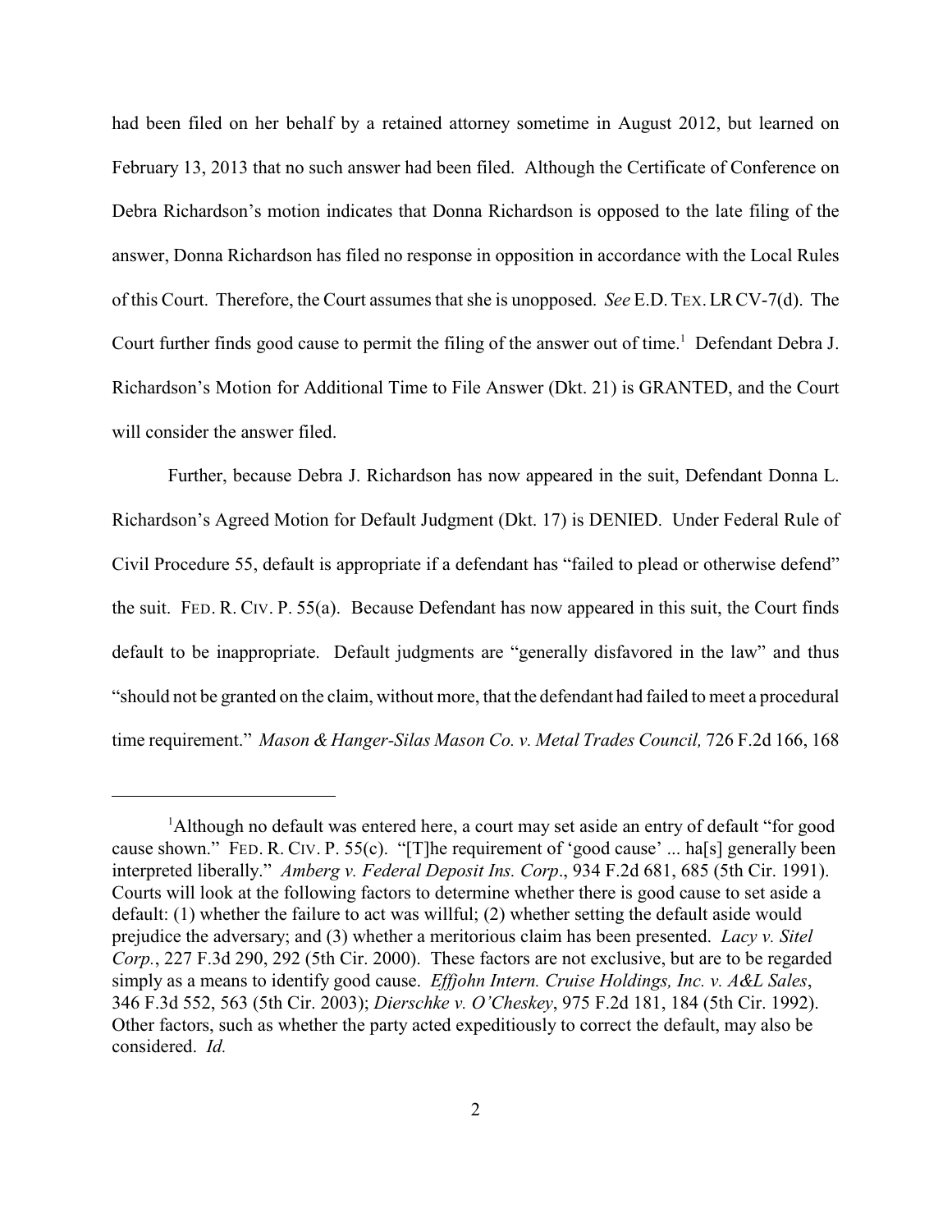had been filed on her behalf by a retained attorney sometime in August 2012, but learned on February 13, 2013 that no such answer had been filed. Although the Certificate of Conference on Debra Richardson's motion indicates that Donna Richardson is opposed to the late filing of the answer, Donna Richardson has filed no response in opposition in accordance with the Local Rules of this Court. Therefore, the Court assumes that she is unopposed. *See* E.D. TEX. LR CV-7(d). The Court further finds good cause to permit the filing of the answer out of time.[1] Defendant Debra J. Richardson's Motion for Additional Time to File Answer (Dkt. 21) is GRANTED, and the Court will consider the answer filed.

Further, because Debra J. Richardson has now appeared in the suit, Defendant Donna L. Richardson's Agreed Motion for Default Judgment (Dkt. 17) is DENIED. Under Federal Rule of Civil Procedure 55, default is appropriate if a defendant has "failed to plead or otherwise defend" the suit. FED. R. CIV. P. 55(a). Because Defendant has now appeared in this suit, the Court finds default to be inappropriate. Default judgments are "generally disfavored in the law" and thus "should not be granted on the claim, without more, that the defendant had failed to meet a procedural time requirement." *Mason & Hanger-Silas Mason Co. v. Metal Trades Council,* 726 F.2d 166, 168

---

[1] Although no default was entered here, a court may set aside an entry of default "for good cause shown." FED. R. CIV. P. 55(c). "[T]he requirement of 'good cause' ... ha[s] generally been interpreted liberally." *Amberg v. Federal Deposit Ins. Corp*., 934 F.2d 681, 685 (5th Cir. 1991). Courts will look at the following factors to determine whether there is good cause to set aside a default: (1) whether the failure to act was willful; (2) whether setting the default aside would prejudice the adversary; and (3) whether a meritorious claim has been presented. *Lacy v. Sitel Corp.*, 227 F.3d 290, 292 (5th Cir. 2000). These factors are not exclusive, but are to be regarded simply as a means to identify good cause. *Effjohn Intern. Cruise Holdings, Inc. v. A&L Sales*, 346 F.3d 552, 563 (5th Cir. 2003); *Dierschke v. O'Cheskey*, 975 F.2d 181, 184 (5th Cir. 1992). Other factors, such as whether the party acted expeditiously to correct the default, may also be considered. *Id.*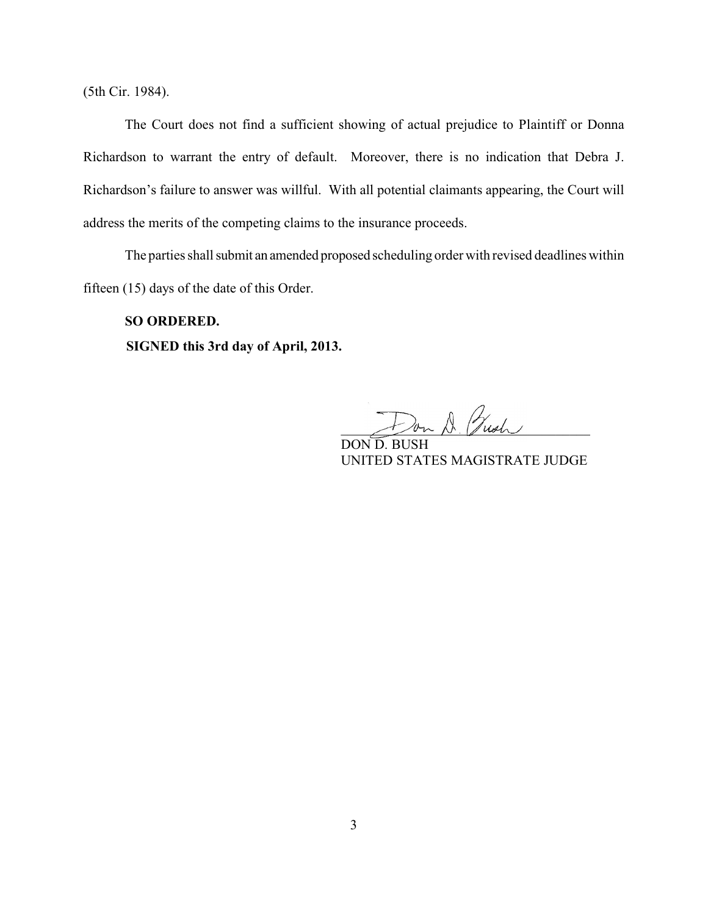(5th Cir. 1984).

The Court does not find a sufficient showing of actual prejudice to Plaintiff or Donna Richardson to warrant the entry of default. Moreover, there is no indication that Debra J. Richardson's failure to answer was willful. With all potential claimants appearing, the Court will address the merits of the competing claims to the insurance proceeds.

The parties shall submit an amended proposed scheduling order with revised deadlines within fifteen (15) days of the date of this Order.

**SO ORDERED.**

**SIGNED this 3rd day of April, 2013.**

DON D. BUSH
UNITED STATES MAGISTRATE JUDGE